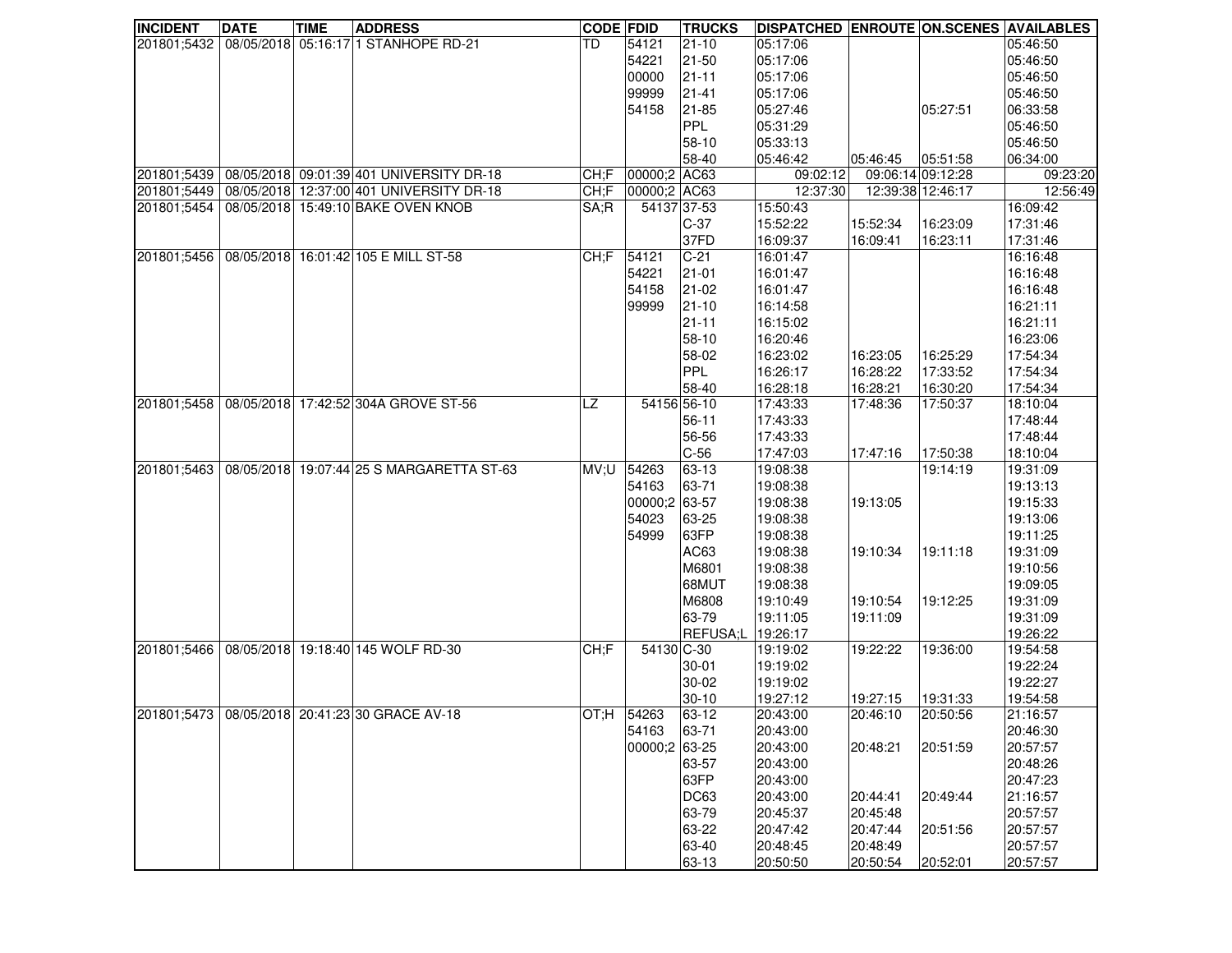| INCIDENT | DATE | TIME | ADDRESS | CODE | FDID | TRUCKS | DISPATCHED | ENROUTE | ON.SCENES | AVAILABLES |
|---|---|---|---|---|---|---|---|---|---|---|
| 201801;5432 | 08/05/2018 | 05:16:17 | 1 STANHOPE RD-21 | TD | 54121 | 21-10 | 05:17:06 | | | 05:46:50 |
| | | | | | 54221 | 21-50 | 05:17:06 | | | 05:46:50 |
| | | | | | 00000 | 21-11 | 05:17:06 | | | 05:46:50 |
| | | | | | 99999 | 21-41 | 05:17:06 | | | 05:46:50 |
| | | | | | 54158 | 21-85 | 05:27:46 | | 05:27:51 | 06:33:58 |
| | | | | | | PPL | 05:31:29 | | | 05:46:50 |
| | | | | | | 58-10 | 05:33:13 | | | 05:46:50 |
| | | | | | | 58-40 | 05:46:42 | 05:46:45 | 05:51:58 | 06:34:00 |
| 201801;5439 | 08/05/2018 | 09:01:39 | 401 UNIVERSITY DR-18 | CH;F | 00000;2 | AC63 | 09:02:12 | 09:06:14 | 09:12:28 | 09:23:20 |
| 201801;5449 | 08/05/2018 | 12:37:00 | 401 UNIVERSITY DR-18 | CH;F | 00000;2 | AC63 | 12:37:30 | 12:39:38 | 12:46:17 | 12:56:49 |
| 201801;5454 | 08/05/2018 | 15:49:10 | BAKE OVEN KNOB | SA;R | 54137 | 37-53 | 15:50:43 | | | 16:09:42 |
| | | | | | | C-37 | 15:52:22 | 15:52:34 | 16:23:09 | 17:31:46 |
| | | | | | | 37FD | 16:09:37 | 16:09:41 | 16:23:11 | 17:31:46 |
| 201801;5456 | 08/05/2018 | 16:01:42 | 105 E MILL ST-58 | CH;F | 54121 | C-21 | 16:01:47 | | | 16:16:48 |
| | | | | | 54221 | 21-01 | 16:01:47 | | | 16:16:48 |
| | | | | | 54158 | 21-02 | 16:01:47 | | | 16:16:48 |
| | | | | | 99999 | 21-10 | 16:14:58 | | | 16:21:11 |
| | | | | | | 21-11 | 16:15:02 | | | 16:21:11 |
| | | | | | | 58-10 | 16:20:46 | | | 16:23:06 |
| | | | | | | 58-02 | 16:23:02 | 16:23:05 | 16:25:29 | 17:54:34 |
| | | | | | | PPL | 16:26:17 | 16:28:22 | 17:33:52 | 17:54:34 |
| | | | | | | 58-40 | 16:28:18 | 16:28:21 | 16:30:20 | 17:54:34 |
| 201801;5458 | 08/05/2018 | 17:42:52 | 304A GROVE ST-56 | LZ | 54156 | 56-10 | 17:43:33 | 17:48:36 | 17:50:37 | 18:10:04 |
| | | | | | | 56-11 | 17:43:33 | | | 17:48:44 |
| | | | | | | 56-56 | 17:43:33 | | | 17:48:44 |
| | | | | | | C-56 | 17:47:03 | 17:47:16 | 17:50:38 | 18:10:04 |
| 201801;5463 | 08/05/2018 | 19:07:44 | 25 S MARGARETTA ST-63 | MV;U | 54263 | 63-13 | 19:08:38 | | 19:14:19 | 19:31:09 |
| | | | | | 54163 | 63-71 | 19:08:38 | | | 19:13:13 |
| | | | | | 00000;2 | 63-57 | 19:08:38 | 19:13:05 | | 19:15:33 |
| | | | | | 54023 | 63-25 | 19:08:38 | | | 19:13:06 |
| | | | | | 54999 | 63FP | 19:08:38 | | | 19:11:25 |
| | | | | | | AC63 | 19:08:38 | 19:10:34 | 19:11:18 | 19:31:09 |
| | | | | | | M6801 | 19:08:38 | | | 19:10:56 |
| | | | | | | 68MUT | 19:08:38 | | | 19:09:05 |
| | | | | | | M6808 | 19:10:49 | 19:10:54 | 19:12:25 | 19:31:09 |
| | | | | | | 63-79 | 19:11:05 | 19:11:09 | | 19:31:09 |
| | | | | | | REFUSA;L | 19:26:17 | | | 19:26:22 |
| 201801;5466 | 08/05/2018 | 19:18:40 | 145 WOLF RD-30 | CH;F | 54130 | C-30 | 19:19:02 | 19:22:22 | 19:36:00 | 19:54:58 |
| | | | | | | 30-01 | 19:19:02 | | | 19:22:24 |
| | | | | | | 30-02 | 19:19:02 | | | 19:22:27 |
| | | | | | | 30-10 | 19:27:12 | 19:27:15 | 19:31:33 | 19:54:58 |
| 201801;5473 | 08/05/2018 | 20:41:23 | 30 GRACE AV-18 | OT;H | 54263 | 63-12 | 20:43:00 | 20:46:10 | 20:50:56 | 21:16:57 |
| | | | | | 54163 | 63-71 | 20:43:00 | | | 20:46:30 |
| | | | | | 00000;2 | 63-25 | 20:43:00 | 20:48:21 | 20:51:59 | 20:57:57 |
| | | | | | | 63-57 | 20:43:00 | | | 20:48:26 |
| | | | | | | 63FP | 20:43:00 | | | 20:47:23 |
| | | | | | | DC63 | 20:43:00 | 20:44:41 | 20:49:44 | 21:16:57 |
| | | | | | | 63-79 | 20:45:37 | 20:45:48 | | 20:57:57 |
| | | | | | | 63-22 | 20:47:42 | 20:47:44 | 20:51:56 | 20:57:57 |
| | | | | | | 63-40 | 20:48:45 | 20:48:49 | | 20:57:57 |
| | | | | | | 63-13 | 20:50:50 | 20:50:54 | 20:52:01 | 20:57:57 |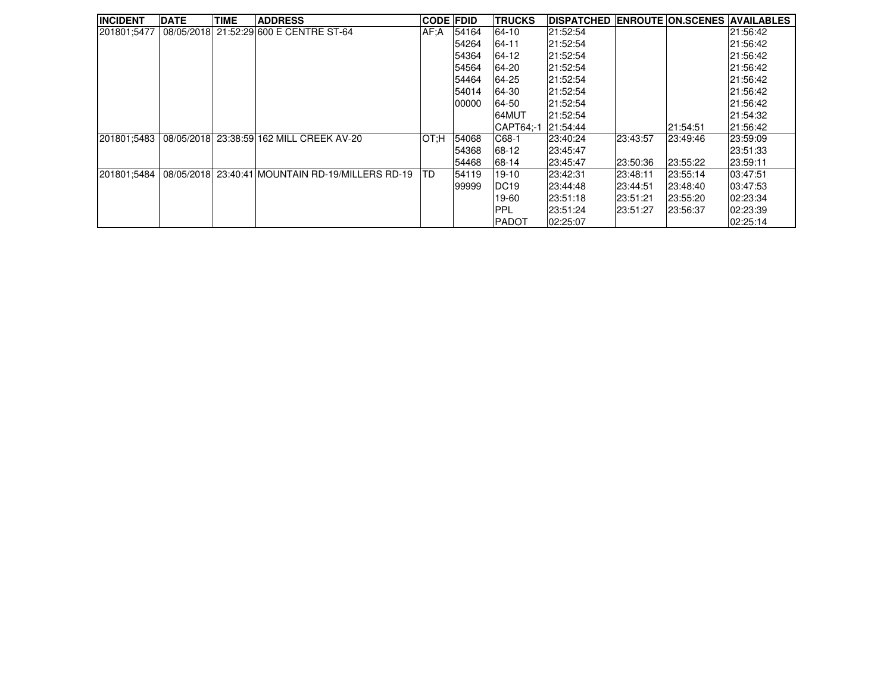| INCIDENT | DATE | TIME | ADDRESS | CODE | FDID | TRUCKS | DISPATCHED | ENROUTE | ON.SCENES | AVAILABLES |
|---|---|---|---|---|---|---|---|---|---|---|
| 201801;5477 | 08/05/2018 | 21:52:29 | 600 E CENTRE ST-64 | AF;A | 54164 | 64-10 | 21:52:54 | | | 21:56:42 |
| | | | | | 54264 | 64-11 | 21:52:54 | | | 21:56:42 |
| | | | | | 54364 | 64-12 | 21:52:54 | | | 21:56:42 |
| | | | | | 54564 | 64-20 | 21:52:54 | | | 21:56:42 |
| | | | | | 54464 | 64-25 | 21:52:54 | | | 21:56:42 |
| | | | | | 54014 | 64-30 | 21:52:54 | | | 21:56:42 |
| | | | | | 00000 | 64-50 | 21:52:54 | | | 21:56:42 |
| | | | | | | 64MUT | 21:52:54 | | | 21:54:32 |
| | | | | | | CAPT64;-1 | 21:54:44 | | 21:54:51 | 21:56:42 |
| 201801;5483 | 08/05/2018 | 23:38:59 | 162 MILL CREEK AV-20 | OT;H | 54068 | C68-1 | 23:40:24 | 23:43:57 | 23:49:46 | 23:59:09 |
| | | | | | 54368 | 68-12 | 23:45:47 | | | 23:51:33 |
| | | | | | 54468 | 68-14 | 23:45:47 | 23:50:36 | 23:55:22 | 23:59:11 |
| 201801;5484 | 08/05/2018 | 23:40:41 | MOUNTAIN RD-19/MILLERS RD-19 | TD | 54119 | 19-10 | 23:42:31 | 23:48:11 | 23:55:14 | 03:47:51 |
| | | | | | 99999 | DC19 | 23:44:48 | 23:44:51 | 23:48:40 | 03:47:53 |
| | | | | | | 19-60 | 23:51:18 | 23:51:21 | 23:55:20 | 02:23:34 |
| | | | | | | PPL | 23:51:24 | 23:51:27 | 23:56:37 | 02:23:39 |
| | | | | | | PADOT | 02:25:07 | | | 02:25:14 |